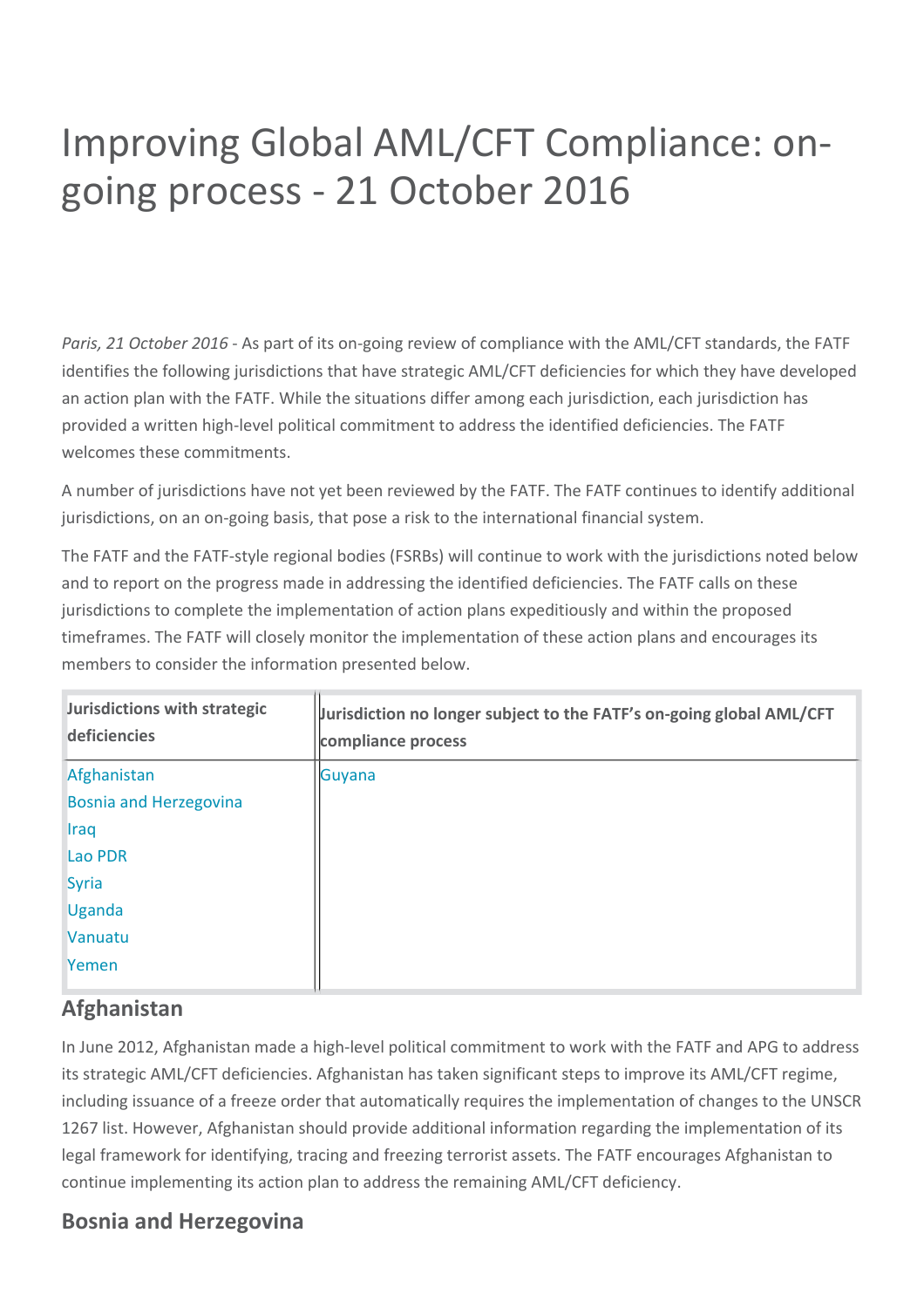# Improving Global AML/CFT Compliance: on-going process - 21 October 2016

*Paris, 21 October 2016* - As part of its on-going review of compliance with the AML/CFT standards, the FATF identifies the following jurisdictions that have strategic AML/CFT deficiencies for which they have developed an action plan with the FATF. While the situations differ among each jurisdiction, each jurisdiction has provided a written high-level political commitment to address the identified deficiencies. The FATF welcomes these commitments.

A number of jurisdictions have not yet been reviewed by the FATF. The FATF continues to identify additional jurisdictions, on an on-going basis, that pose a risk to the international financial system.

The FATF and the FATF-style regional bodies (FSRBs) will continue to work with the jurisdictions noted below and to report on the progress made in addressing the identified deficiencies. The FATF calls on these jurisdictions to complete the implementation of action plans expeditiously and within the proposed timeframes. The FATF will closely monitor the implementation of these action plans and encourages its members to consider the information presented below.

| **Jurisdictions with strategic deficiencies** | **Jurisdiction no longer subject to the FATF's on-going global AML/CFT compliance process** |
|---|---|
| Afghanistan<br>Bosnia and Herzegovina<br>Iraq<br>Lao PDR<br>Syria<br>Uganda<br>Vanuatu<br>Yemen | Guyana |

## Afghanistan

In June 2012, Afghanistan made a high-level political commitment to work with the FATF and APG to address its strategic AML/CFT deficiencies. Afghanistan has taken significant steps to improve its AML/CFT regime, including issuance of a freeze order that automatically requires the implementation of changes to the UNSCR 1267 list. However, Afghanistan should provide additional information regarding the implementation of its legal framework for identifying, tracing and freezing terrorist assets. The FATF encourages Afghanistan to continue implementing its action plan to address the remaining AML/CFT deficiency.

## Bosnia and Herzegovina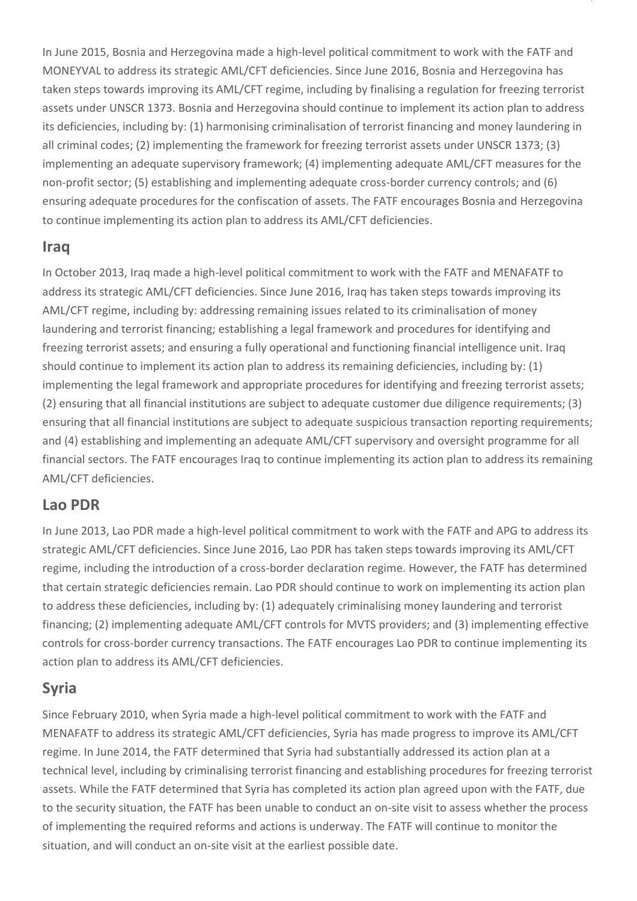In June 2015, Bosnia and Herzegovina made a high-level political commitment to work with the FATF and MONEYVAL to address its strategic AML/CFT deficiencies. Since June 2016, Bosnia and Herzegovina has taken steps towards improving its AML/CFT regime, including by finalising a regulation for freezing terrorist assets under UNSCR 1373. Bosnia and Herzegovina should continue to implement its action plan to address its deficiencies, including by: (1) harmonising criminalisation of terrorist financing and money laundering in all criminal codes; (2) implementing the framework for freezing terrorist assets under UNSCR 1373; (3) implementing an adequate supervisory framework; (4) implementing adequate AML/CFT measures for the non-profit sector; (5) establishing and implementing adequate cross-border currency controls; and (6) ensuring adequate procedures for the confiscation of assets. The FATF encourages Bosnia and Herzegovina to continue implementing its action plan to address its AML/CFT deficiencies.

## Iraq

In October 2013, Iraq made a high-level political commitment to work with the FATF and MENAFATF to address its strategic AML/CFT deficiencies. Since June 2016, Iraq has taken steps towards improving its AML/CFT regime, including by: addressing remaining issues related to its criminalisation of money laundering and terrorist financing; establishing a legal framework and procedures for identifying and freezing terrorist assets; and ensuring a fully operational and functioning financial intelligence unit. Iraq should continue to implement its action plan to address its remaining deficiencies, including by: (1) implementing the legal framework and appropriate procedures for identifying and freezing terrorist assets; (2) ensuring that all financial institutions are subject to adequate customer due diligence requirements; (3) ensuring that all financial institutions are subject to adequate suspicious transaction reporting requirements; and (4) establishing and implementing an adequate AML/CFT supervisory and oversight programme for all financial sectors. The FATF encourages Iraq to continue implementing its action plan to address its remaining AML/CFT deficiencies.

## Lao PDR

In June 2013, Lao PDR made a high-level political commitment to work with the FATF and APG to address its strategic AML/CFT deficiencies. Since June 2016, Lao PDR has taken steps towards improving its AML/CFT regime, including the introduction of a cross-border declaration regime. However, the FATF has determined that certain strategic deficiencies remain. Lao PDR should continue to work on implementing its action plan to address these deficiencies, including by: (1) adequately criminalising money laundering and terrorist financing; (2) implementing adequate AML/CFT controls for MVTS providers; and (3) implementing effective controls for cross-border currency transactions. The FATF encourages Lao PDR to continue implementing its action plan to address its AML/CFT deficiencies.

## Syria

Since February 2010, when Syria made a high-level political commitment to work with the FATF and MENAFATF to address its strategic AML/CFT deficiencies, Syria has made progress to improve its AML/CFT regime. In June 2014, the FATF determined that Syria had substantially addressed its action plan at a technical level, including by criminalising terrorist financing and establishing procedures for freezing terrorist assets. While the FATF determined that Syria has completed its action plan agreed upon with the FATF, due to the security situation, the FATF has been unable to conduct an on-site visit to assess whether the process of implementing the required reforms and actions is underway. The FATF will continue to monitor the situation, and will conduct an on-site visit at the earliest possible date.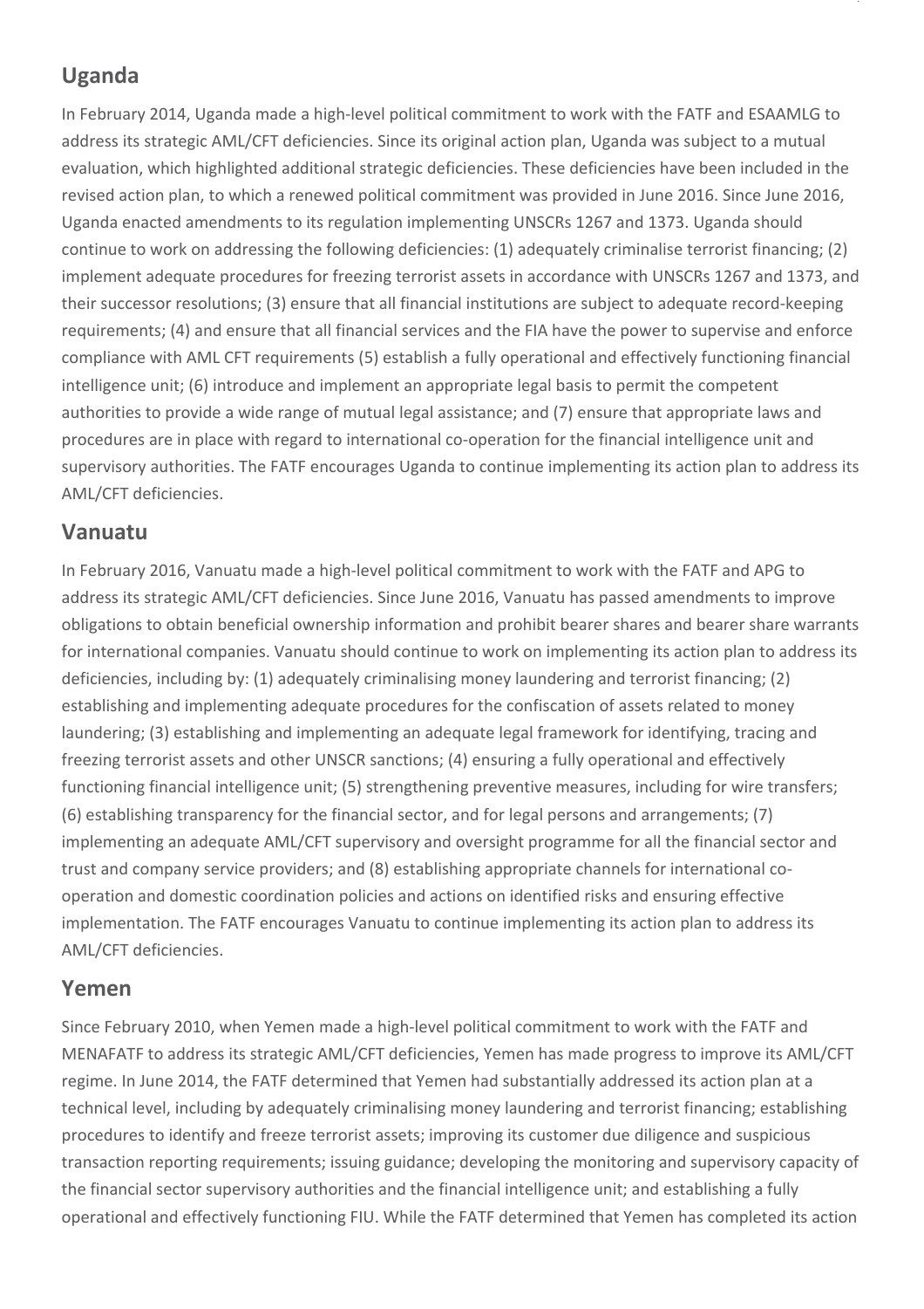## Uganda

In February 2014, Uganda made a high-level political commitment to work with the FATF and ESAAMLG to address its strategic AML/CFT deficiencies. Since its original action plan, Uganda was subject to a mutual evaluation, which highlighted additional strategic deficiencies. These deficiencies have been included in the revised action plan, to which a renewed political commitment was provided in June 2016. Since June 2016, Uganda enacted amendments to its regulation implementing UNSCRs 1267 and 1373. Uganda should continue to work on addressing the following deficiencies: (1) adequately criminalise terrorist financing; (2) implement adequate procedures for freezing terrorist assets in accordance with UNSCRs 1267 and 1373, and their successor resolutions; (3) ensure that all financial institutions are subject to adequate record-keeping requirements; (4) and ensure that all financial services and the FIA have the power to supervise and enforce compliance with AML CFT requirements (5) establish a fully operational and effectively functioning financial intelligence unit; (6) introduce and implement an appropriate legal basis to permit the competent authorities to provide a wide range of mutual legal assistance; and (7) ensure that appropriate laws and procedures are in place with regard to international co-operation for the financial intelligence unit and supervisory authorities. The FATF encourages Uganda to continue implementing its action plan to address its AML/CFT deficiencies.

## Vanuatu

In February 2016, Vanuatu made a high-level political commitment to work with the FATF and APG to address its strategic AML/CFT deficiencies. Since June 2016, Vanuatu has passed amendments to improve obligations to obtain beneficial ownership information and prohibit bearer shares and bearer share warrants for international companies. Vanuatu should continue to work on implementing its action plan to address its deficiencies, including by: (1) adequately criminalising money laundering and terrorist financing; (2) establishing and implementing adequate procedures for the confiscation of assets related to money laundering; (3) establishing and implementing an adequate legal framework for identifying, tracing and freezing terrorist assets and other UNSCR sanctions; (4) ensuring a fully operational and effectively functioning financial intelligence unit; (5) strengthening preventive measures, including for wire transfers; (6) establishing transparency for the financial sector, and for legal persons and arrangements; (7) implementing an adequate AML/CFT supervisory and oversight programme for all the financial sector and trust and company service providers; and (8) establishing appropriate channels for international co-operation and domestic coordination policies and actions on identified risks and ensuring effective implementation. The FATF encourages Vanuatu to continue implementing its action plan to address its AML/CFT deficiencies.

## Yemen

Since February 2010, when Yemen made a high-level political commitment to work with the FATF and MENAFATF to address its strategic AML/CFT deficiencies, Yemen has made progress to improve its AML/CFT regime. In June 2014, the FATF determined that Yemen had substantially addressed its action plan at a technical level, including by adequately criminalising money laundering and terrorist financing; establishing procedures to identify and freeze terrorist assets; improving its customer due diligence and suspicious transaction reporting requirements; issuing guidance; developing the monitoring and supervisory capacity of the financial sector supervisory authorities and the financial intelligence unit; and establishing a fully operational and effectively functioning FIU. While the FATF determined that Yemen has completed its action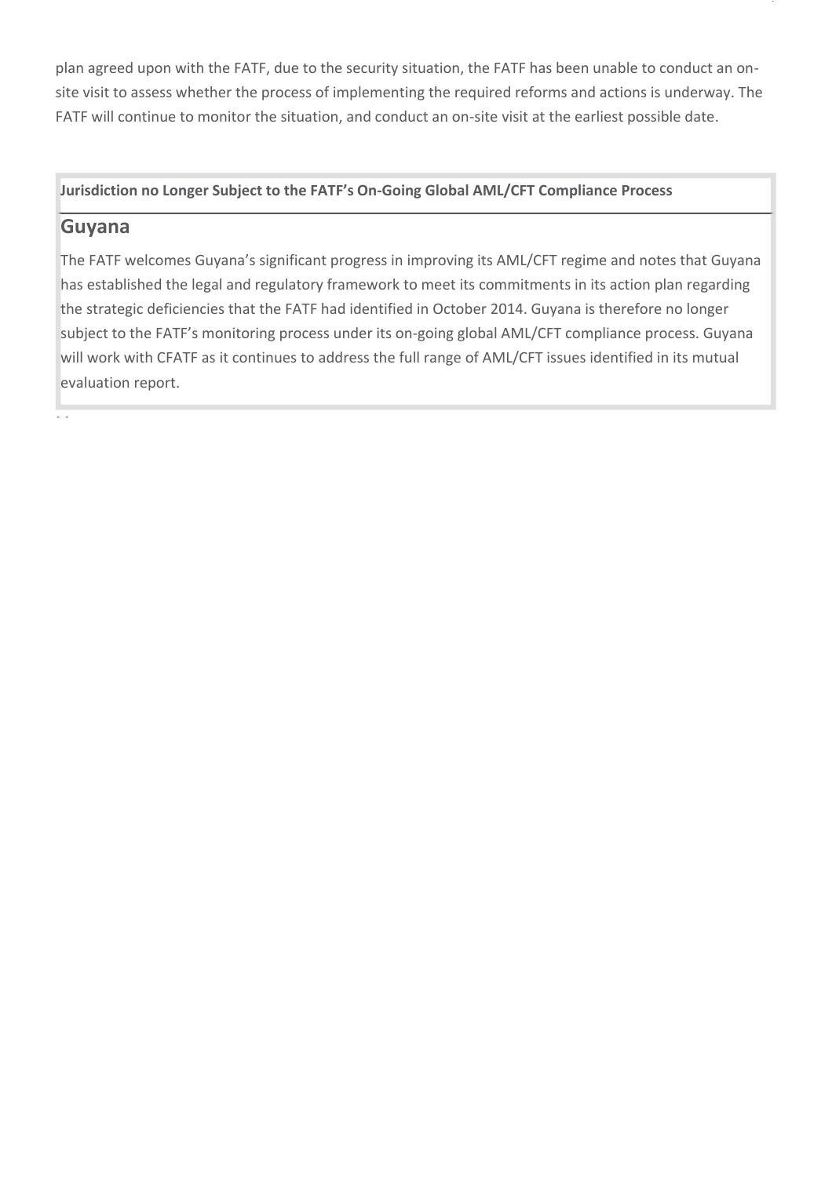plan agreed upon with the FATF, due to the security situation, the FATF has been unable to conduct an on-site visit to assess whether the process of implementing the required reforms and actions is underway. The FATF will continue to monitor the situation, and conduct an on-site visit at the earliest possible date.

**Jurisdiction no Longer Subject to the FATF's On-Going Global AML/CFT Compliance Process**

## Guyana

The FATF welcomes Guyana's significant progress in improving its AML/CFT regime and notes that Guyana has established the legal and regulatory framework to meet its commitments in its action plan regarding the strategic deficiencies that the FATF had identified in October 2014. Guyana is therefore no longer subject to the FATF's monitoring process under its on-going global AML/CFT compliance process. Guyana will work with CFATF as it continues to address the full range of AML/CFT issues identified in its mutual evaluation report.